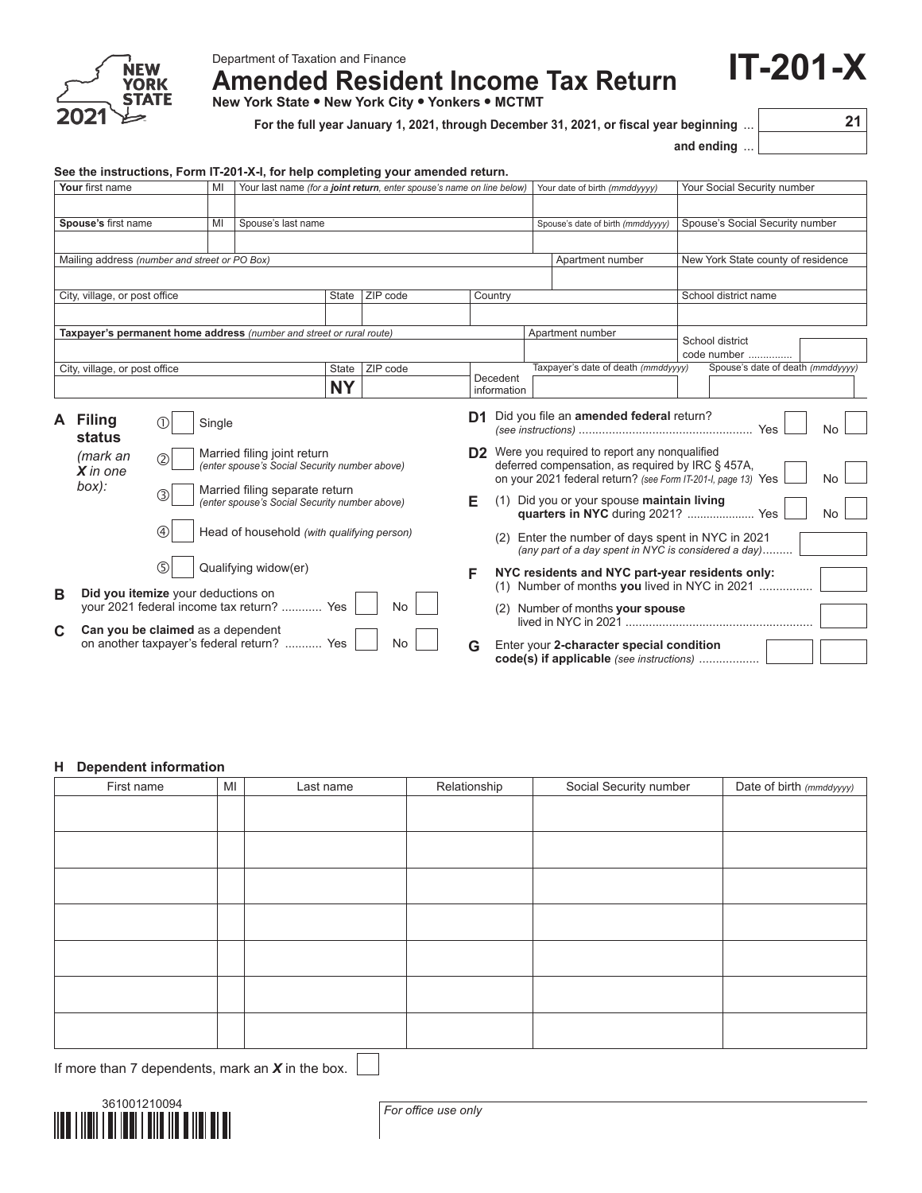Department of Taxation and Finance

# Amended Resident Income Tax Return

**New York State • New York City • Yonkers • MCTMT**

# IT-201-X

NEW YORK STATE 2021

**For the full year January 1, 2021, through December 31, 2021, or fiscal year beginning** ... 21

**and ending** ...

**See the instructions, Form IT-201-X-I, for help completing your amended return.**

| **Your** first name | MI | Your last name *(for a **joint return**, enter spouse's name on line below)* | Your date of birth *(mmddyyyy)* | Your Social Security number |
|---|---|---|---|---|
| | | | | |
| **Spouse's** first name | MI | Spouse's last name | Spouse's date of birth *(mmddyyyy)* | Spouse's Social Security number |
| | | | | |

| Mailing address *(number and street or PO Box)* | Apartment number | New York State county of residence |
|---|---|---|
| | | |

| City, village, or post office | State | ZIP code | Country | School district name |
|---|---|---|---|---|
| | | | | |

| **Taxpayer's permanent home address** *(number and street or rural route)* | Apartment number | School district code number .............. |
|---|---|---|
| | | |

| City, village, or post office | State | ZIP code | Decedent information | Taxpayer's date of death *(mmddyyyy)* | Spouse's date of death *(mmddyyyy)* |
|---|---|---|---|---|---|
| | NY | | | | |

**A Filing status** *(mark an **X** in one box):*

① ☐ Single

② ☐ Married filing joint return *(enter spouse's Social Security number above)*

③ ☐ Married filing separate return *(enter spouse's Social Security number above)*

④ ☐ Head of household *(with qualifying person)*

⑤ ☐ Qualifying widow(er)

**B** **Did you itemize** your deductions on your 2021 federal income tax return? ........... Yes ☐ No ☐

**C** **Can you be claimed** as a dependent on another taxpayer's federal return? ........... Yes ☐ No ☐

**D1** Did you file an **amended federal** return? *(see instructions)* .................................................. Yes ☐ No ☐

**D2** Were you required to report any nonqualified deferred compensation, as required by IRC § 457A, on your 2021 federal return? *(see Form IT-201-I, page 13)* Yes ☐ No ☐

**E** (1) Did you or your spouse **maintain living quarters in NYC** during 2021? .................... Yes ☐ No ☐

(2) Enter the number of days spent in NYC in 2021 *(any part of a day spent in NYC is considered a day)*......... ☐

**F** **NYC residents and NYC part-year residents only:**

(1) Number of months **you** lived in NYC in 2021 ................ ☐

(2) Number of months **your spouse** lived in NYC in 2021 ...................................................... ☐

**G** Enter your **2-character special condition code(s) if applicable** *(see instructions)* .................. ☐ ☐

**H Dependent information**

| First name | MI | Last name | Relationship | Social Security number | Date of birth *(mmddyyyy)* |
|---|---|---|---|---|---|
| | | | | | |
| | | | | | |
| | | | | | |
| | | | | | |
| | | | | | |
| | | | | | |
| | | | | | |

If more than 7 dependents, mark an ***X*** in the box. ☐

361001210094

*For office use only*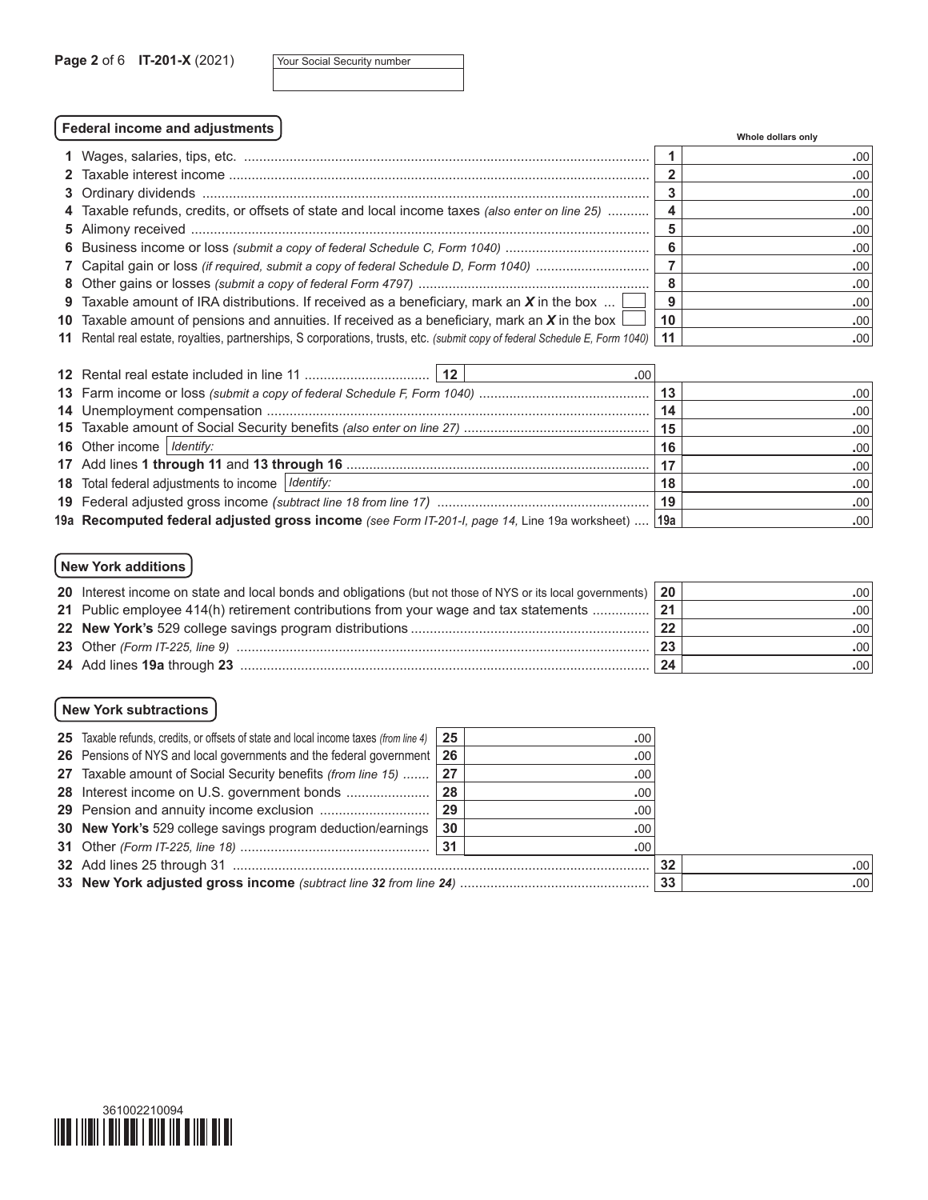IT-201-X (2021)

| Your Social Security number |
|---|
| |

## Federal income and adjustments

| | | Line | Whole dollars only |
|---|---|---|---|
| 1 | Wages, salaries, tips, etc. | 1 | .00 |
| 2 | Taxable interest income | 2 | .00 |
| 3 | Ordinary dividends | 3 | .00 |
| 4 | Taxable refunds, credits, or offsets of state and local income taxes *(also enter on line 25)* | 4 | .00 |
| 5 | Alimony received | 5 | .00 |
| 6 | Business income or loss *(submit a copy of federal Schedule C, Form 1040)* | 6 | .00 |
| 7 | Capital gain or loss *(if required, submit a copy of federal Schedule D, Form 1040)* | 7 | .00 |
| 8 | Other gains or losses *(submit a copy of federal Form 4797)* | 8 | .00 |
| 9 | Taxable amount of IRA distributions. If received as a beneficiary, mark an ***X*** in the box ☐ | 9 | .00 |
| 10 | Taxable amount of pensions and annuities. If received as a beneficiary, mark an ***X*** in the box ☐ | 10 | .00 |
| 11 | Rental real estate, royalties, partnerships, S corporations, trusts, etc. *(submit copy of federal Schedule E, Form 1040)* | 11 | .00 |
| 12 | Rental real estate included in line 11 — 12 .00 | | |
| 13 | Farm income or loss *(submit a copy of federal Schedule F, Form 1040)* | 13 | .00 |
| 14 | Unemployment compensation | 14 | .00 |
| 15 | Taxable amount of Social Security benefits *(also enter on line 27)* | 15 | .00 |
| 16 | Other income *Identify:* | 16 | .00 |
| 17 | Add lines **1 through 11** and **13 through 16** | 17 | .00 |
| 18 | Total federal adjustments to income *Identify:* | 18 | .00 |
| 19 | Federal adjusted gross income *(subtract line 18 from line 17)* | 19 | .00 |
| 19a | **Recomputed federal adjusted gross income** *(see Form IT-201-I, page 14,* Line 19a worksheet) | 19a | .00 |

## New York additions

| | | Line | Amount |
|---|---|---|---|
| 20 | Interest income on state and local bonds and obligations (but not those of NYS or its local governments) | 20 | .00 |
| 21 | Public employee 414(h) retirement contributions from your wage and tax statements | 21 | .00 |
| 22 | **New York's** 529 college savings program distributions | 22 | .00 |
| 23 | Other *(Form IT-225, line 9)* | 23 | .00 |
| 24 | Add lines **19a** through **23** | 24 | .00 |

## New York subtractions

| | | Line | Amount | Line | Amount |
|---|---|---|---|---|---|
| 25 | Taxable refunds, credits, or offsets of state and local income taxes *(from line 4)* | 25 | .00 | | |
| 26 | Pensions of NYS and local governments and the federal government | 26 | .00 | | |
| 27 | Taxable amount of Social Security benefits *(from line 15)* | 27 | .00 | | |
| 28 | Interest income on U.S. government bonds | 28 | .00 | | |
| 29 | Pension and annuity income exclusion | 29 | .00 | | |
| 30 | **New York's** 529 college savings program deduction/earnings | 30 | .00 | | |
| 31 | Other *(Form IT-225, line 18)* | 31 | .00 | | |
| 32 | Add lines 25 through 31 | | | 32 | .00 |
| 33 | **New York adjusted gross income** *(subtract line **32** from line **24**)* | | | 33 | .00 |

361002210094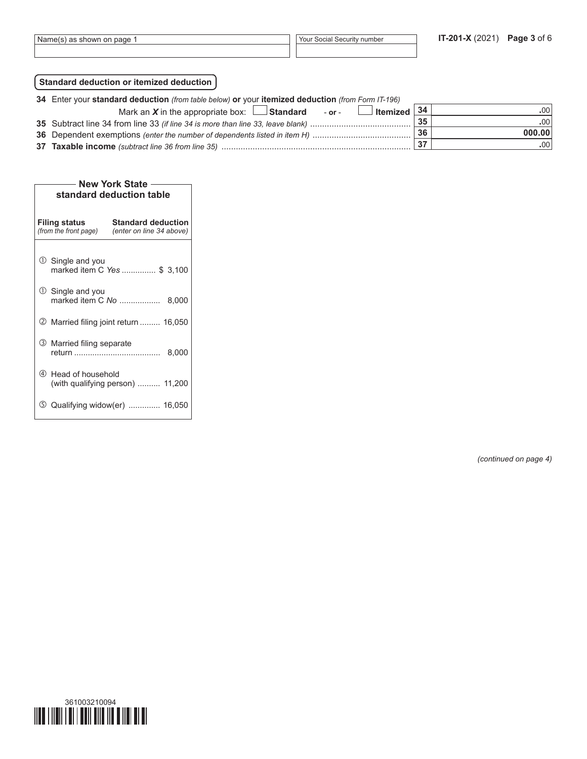| Name(s) as shown on page 1 | Your Social Security number |
|---|---|
| | |

**Standard deduction or itemized deduction**

**34** Enter your **standard deduction** *(from table below)* **or** your **itemized deduction** *(from Form IT-196)*

Mark an ***X*** in the appropriate box: ☐ **Standard** - **or** - ☐ **Itemized** | **34** | .00

**35** Subtract line 34 from line 33 *(if line 34 is more than line 33, leave blank)* ......... | **35** | .00

**36** Dependent exemptions *(enter the number of dependents listed in item H)* ......... | **36** | **000.00**

**37** **Taxable income** *(subtract line 36 from line 35)* ......... | **37** | .00

**New York State standard deduction table**

| Filing status *(from the front page)* | Standard deduction *(enter on line 34 above)* |
|---|---|
| ① Single and you marked item C *Yes* | $ 3,100 |
| ① Single and you marked item C *No* | 8,000 |
| ② Married filing joint return | 16,050 |
| ③ Married filing separate return | 8,000 |
| ④ Head of household (with qualifying person) | 11,200 |
| ⑤ Qualifying widow(er) | 16,050 |

*(continued on page 4)*

361003210094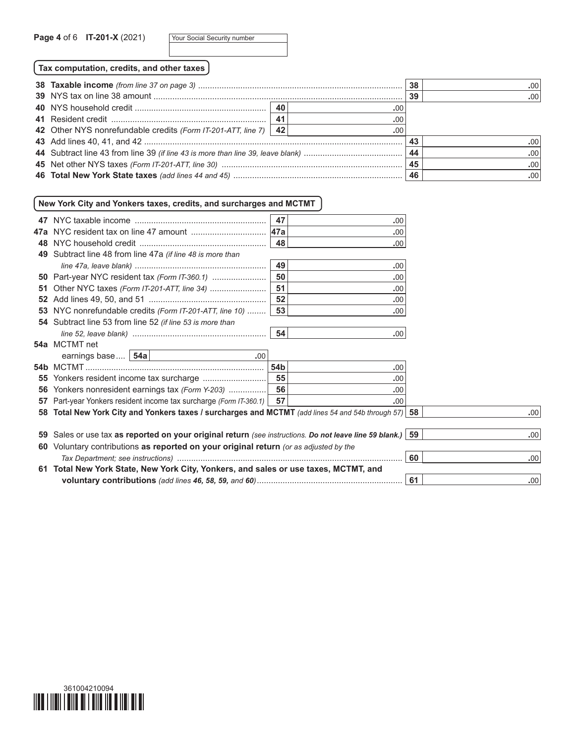IT-201-X (2021)

Your Social Security number

## Tax computation, credits, and other taxes

| Line | Description | | | Line | Amount |
|---|---|---|---|---|---|
| 38 | **Taxable income** *(from line 37 on page 3)* | | | 38 | .00 |
| 39 | NYS tax on line 38 amount | | | 39 | .00 |
| 40 | NYS household credit | 40 | .00 | | |
| 41 | Resident credit | 41 | .00 | | |
| 42 | Other NYS nonrefundable credits *(Form IT-201-ATT, line 7)* | 42 | .00 | | |
| 43 | Add lines 40, 41, and 42 | | | 43 | .00 |
| 44 | Subtract line 43 from line 39 *(if line 43 is more than line 39, leave blank)* | | | 44 | .00 |
| 45 | Net other NYS taxes *(Form IT-201-ATT, line 30)* | | | 45 | .00 |
| 46 | **Total New York State taxes** *(add lines 44 and 45)* | | | 46 | .00 |

## New York City and Yonkers taxes, credits, and surcharges and MCTMT

| Line | Description | | | Line | Amount |
|---|---|---|---|---|---|
| 47 | NYC taxable income | 47 | .00 | | |
| 47a | NYC resident tax on line 47 amount | 47a | .00 | | |
| 48 | NYC household credit | 48 | .00 | | |
| 49 | Subtract line 48 from line 47a *(if line 48 is more than line 47a, leave blank)* | 49 | .00 | | |
| 50 | Part-year NYC resident tax *(Form IT-360.1)* | 50 | .00 | | |
| 51 | Other NYC taxes *(Form IT-201-ATT, line 34)* | 51 | .00 | | |
| 52 | Add lines 49, 50, and 51 | 52 | .00 | | |
| 53 | NYC nonrefundable credits *(Form IT-201-ATT, line 10)* | 53 | .00 | | |
| 54 | Subtract line 53 from line 52 *(if line 53 is more than line 52, leave blank)* | 54 | .00 | | |
| 54a | MCTMT net earnings base .... 54a .00 | | | | |
| 54b | MCTMT | 54b | .00 | | |
| 55 | Yonkers resident income tax surcharge | 55 | .00 | | |
| 56 | Yonkers nonresident earnings tax *(Form Y-203)* | 56 | .00 | | |
| 57 | Part-year Yonkers resident income tax surcharge *(Form IT-360.1)* | 57 | .00 | | |
| 58 | **Total New York City and Yonkers taxes / surcharges and MCTMT** *(add lines 54 and 54b through 57)* | | | 58 | .00 |
| 59 | Sales or use tax **as reported on your original return** *(see instructions. **Do not leave line 59 blank.**)* | | | 59 | .00 |
| 60 | Voluntary contributions **as reported on your original return** *(or as adjusted by the Tax Department; see instructions)* | | | 60 | .00 |
| 61 | **Total New York State, New York City, Yonkers, and sales or use taxes, MCTMT, and voluntary contributions** *(add lines **46, 58, 59,** and **60**)* | | | 61 | .00 |

361004210094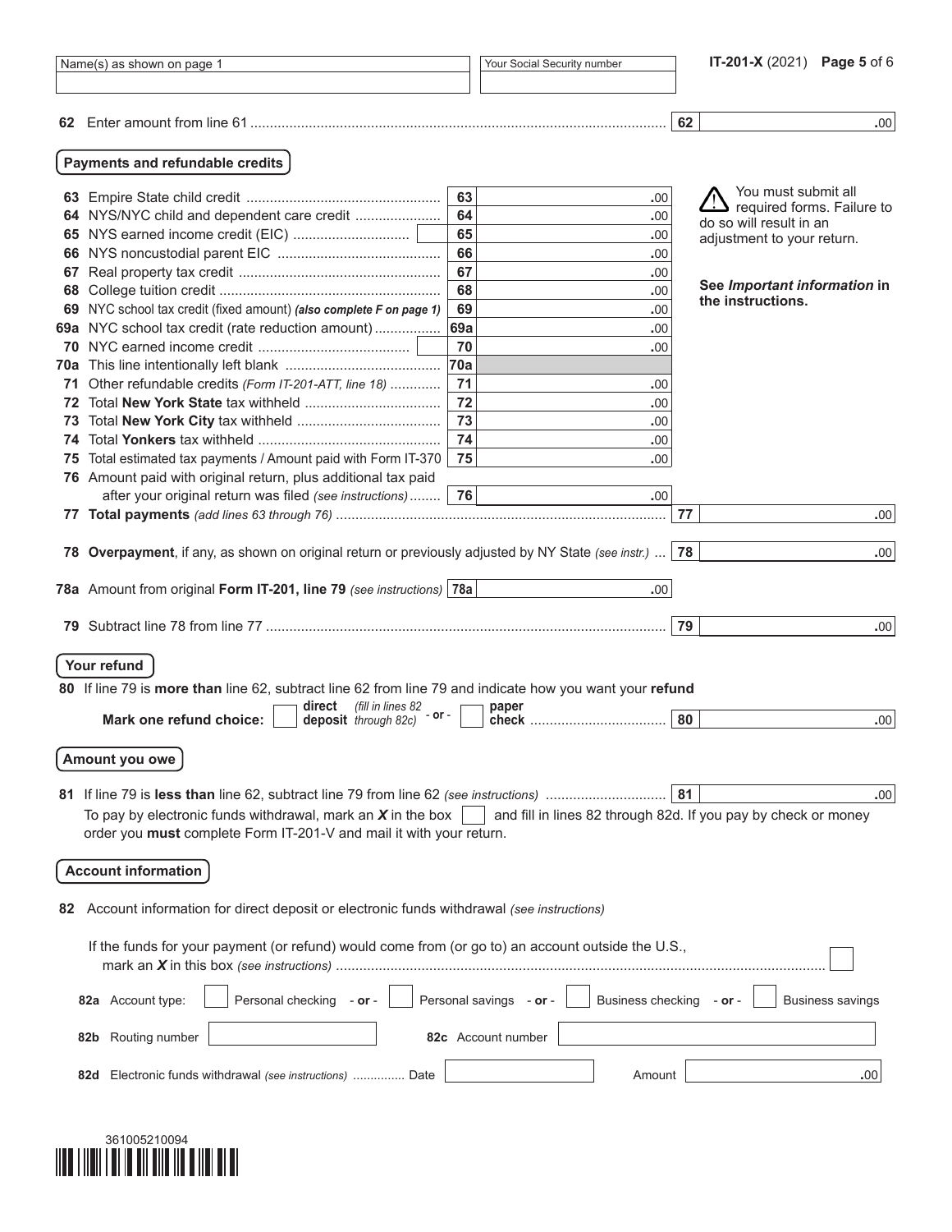| Name(s) as shown on page 1 | Your Social Security number |
|---|---|
| | |

**IT-201-X** (2021)

**62** Enter amount from line 61 .......... **62** .00

## Payments and refundable credits

| Line | Description | Line | Amount |
|---|---|---|---|
| **63** | Empire State child credit | 63 | .00 |
| **64** | NYS/NYC child and dependent care credit | 64 | .00 |
| **65** | NYS earned income credit (EIC) | 65 | .00 |
| **66** | NYS noncustodial parent EIC | 66 | .00 |
| **67** | Real property tax credit | 67 | .00 |
| **68** | College tuition credit | 68 | .00 |
| **69** | NYC school tax credit (fixed amount) ***(also complete F on page 1)*** | 69 | .00 |
| **69a** | NYC school tax credit (rate reduction amount) | 69a | .00 |
| **70** | NYC earned income credit | 70 | .00 |
| **70a** | This line intentionally left blank | 70a | |
| **71** | Other refundable credits *(Form IT-201-ATT, line 18)* | 71 | .00 |
| **72** | Total **New York State** tax withheld | 72 | .00 |
| **73** | Total **New York City** tax withheld | 73 | .00 |
| **74** | Total **Yonkers** tax withheld | 74 | .00 |
| **75** | Total estimated tax payments / Amount paid with Form IT-370 | 75 | .00 |
| **76** | Amount paid with original return, plus additional tax paid after your original return was filed *(see instructions)* | 76 | .00 |

⚠ You must submit all required forms. Failure to do so will result in an adjustment to your return.

**See *Important information* in the instructions.**

**77** **Total payments** *(add lines 63 through 76)* .......... **77** .00

**78** **Overpayment**, if any, as shown on original return or previously adjusted by NY State *(see instr.)* ... **78** .00

**78a** Amount from original **Form IT-201, line 79** *(see instructions)* **78a** .00

**79** Subtract line 78 from line 77 .......... **79** .00

## Your refund

**80** If line 79 is **more than** line 62, subtract line 62 from line 79 and indicate how you want your **refund**

**Mark one refund choice:** ☐ **direct deposit** *(fill in lines 82 through 82c)* - **or** - ☐ **paper check** .......... **80** .00

## Amount you owe

**81** If line 79 is **less than** line 62, subtract line 79 from line 62 *(see instructions)* .......... **81** .00

To pay by electronic funds withdrawal, mark an ***X*** in the box ☐ and fill in lines 82 through 82d. If you pay by check or money order you **must** complete Form IT-201-V and mail it with your return.

## Account information

**82** Account information for direct deposit or electronic funds withdrawal *(see instructions)*

If the funds for your payment (or refund) would come from (or go to) an account outside the U.S., mark an ***X*** in this box *(see instructions)* .......... ☐

**82a** Account type: ☐ Personal checking - **or** - ☐ Personal savings - **or** - ☐ Business checking - **or** - ☐ Business savings

**82b** Routing number ________ **82c** Account number ________

**82d** Electronic funds withdrawal *(see instructions)* .......... Date ________ Amount ________ .00

361005210094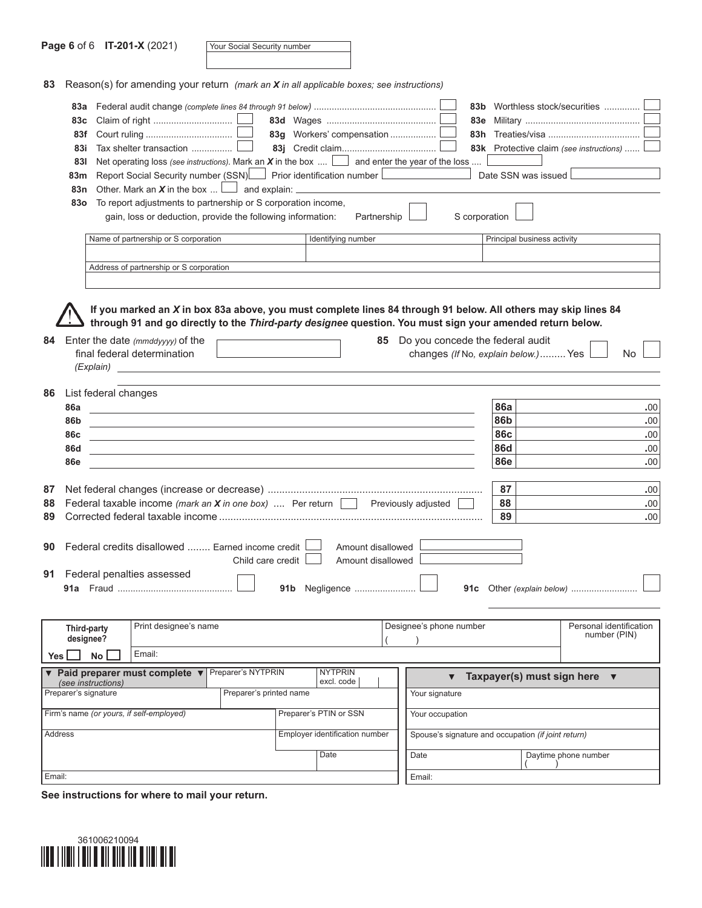Your Social Security number

**83** Reason(s) for amending your return *(mark an **X** in all applicable boxes; see instructions)*

- **83a** Federal audit change *(complete lines 84 through 91 below)* ☐
- **83b** Worthless stock/securities ☐
- **83c** Claim of right ☐
- **83d** Wages ☐
- **83e** Military ☐
- **83f** Court ruling ☐
- **83g** Workers' compensation ☐
- **83h** Treaties/visa ☐
- **83i** Tax shelter transaction ☐
- **83j** Credit claim ☐
- **83k** Protective claim *(see instructions)* ☐
- **83l** Net operating loss *(see instructions)*. Mark an ***X*** in the box ☐ and enter the year of the loss
- **83m** Report Social Security number (SSN) ☐ Prior identification number ______ Date SSN was issued ______
- **83n** Other. Mark an ***X*** in the box ☐ and explain: ______
- **83o** To report adjustments to partnership or S corporation income, gain, loss or deduction, provide the following information: Partnership ☐ S corporation ☐

| Name of partnership or S corporation | Identifying number | Principal business activity |
|---|---|---|
| | | |
| Address of partnership or S corporation | | |
| | | |

**If you marked an *X* in box 83a above, you must complete lines 84 through 91 below. All others may skip lines 84 through 91 and go directly to the *Third-party designee* question. You must sign your amended return below.**

**84** Enter the date *(mmddyyyy)* of the final federal determination ______
*(Explain)* ______

**85** Do you concede the federal audit changes *(If No, explain below.)* Yes ☐ No ☐

**86** List federal changes

| | | | |
|---|---|---|---|
| 86a | | 86a | .00 |
| 86b | | 86b | .00 |
| 86c | | 86c | .00 |
| 86d | | 86d | .00 |
| 86e | | 86e | .00 |

| | | | |
|---|---|---|---|
| 87 | Net federal changes (increase or decrease) | 87 | .00 |
| 88 | Federal taxable income *(mark an **X** in one box)* Per return ☐ Previously adjusted ☐ | 88 | .00 |
| 89 | Corrected federal taxable income | 89 | .00 |

**90** Federal credits disallowed ........ Earned income credit ☐ Amount disallowed ______
Child care credit ☐ Amount disallowed ______

**91** Federal penalties assessed
**91a** Fraud ☐ **91b** Negligence ☐ **91c** Other *(explain below)* ☐

| Third-party designee? | Print designee's name | Designee's phone number | Personal identification number (PIN) |
|---|---|---|---|
| Yes ☐ No ☐ | Email: | ( ) | |

| ▼ Paid preparer must complete ▼ *(see instructions)* | Preparer's NYTPRIN | NYTPRIN excl. code |
|---|---|---|
| Preparer's signature | Preparer's printed name | |
| Firm's name *(or yours, if self-employed)* | Preparer's PTIN or SSN | |
| Address | Employer identification number | |
| | Date | |
| Email: | | |

| ▼ Taxpayer(s) must sign here ▼ | |
|---|---|
| Your signature | |
| Your occupation | |
| Spouse's signature and occupation *(if joint return)* | |
| Date | Daytime phone number ( ) |
| Email: | |

**See instructions for where to mail your return.**

361006210094